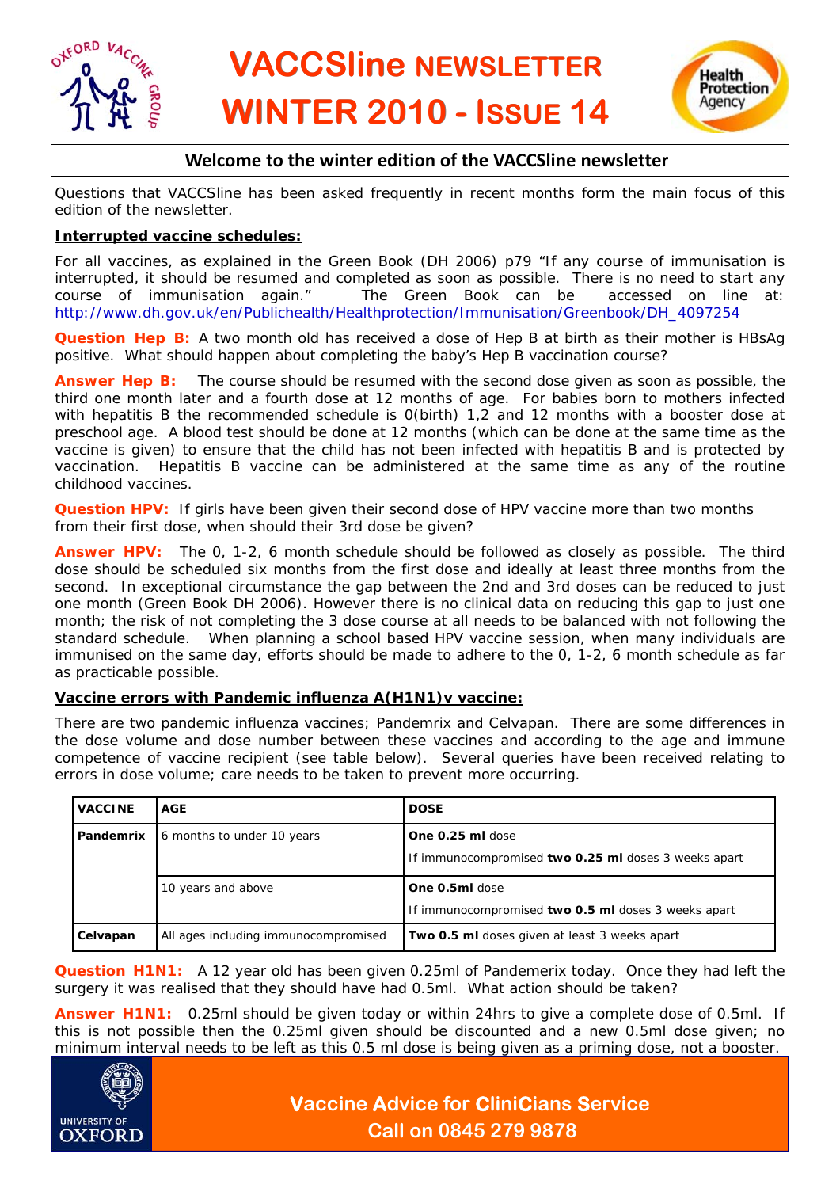# VACCSline NEWSLETTER WINTER 2010 - ISSUE 14

## Welcome to the winter edition of the VACCSline newsletter

Questions that VACCSline has been asked frequently in recent months form the main focus of this edition of the newsletter.

**Interrupted vaccine schedules:**

For all vaccines, as explained in the Green Book (DH 2006) p79 "If any course of immunisation is interrupted, it should be resumed and completed as soon as possible. There is no need to start any course of immunisation again." The Green Book can be accessed on line at: http://www.dh.gov.uk/en/Publichealth/Healthprotection/Immunisation/Greenbook/DH_4097254

**Question Hep B:** A two month old has received a dose of Hep B at birth as their mother is HBsAg positive. What should happen about completing the baby's Hep B vaccination course?

**Answer Hep B:** The course should be resumed with the second dose given as soon as possible, the third one month later and a fourth dose at 12 months of age. For babies born to mothers infected with hepatitis B the recommended schedule is 0(birth) 1,2 and 12 months with a booster dose at preschool age. A blood test should be done at 12 months (which can be done at the same time as the vaccine is given) to ensure that the child has not been infected with hepatitis B and is protected by vaccination. Hepatitis B vaccine can be administered at the same time as any of the routine childhood vaccines.

**Question HPV:** If girls have been given their second dose of HPV vaccine more than two months from their first dose, when should their 3rd dose be given?

**Answer HPV:** The 0, 1-2, 6 month schedule should be followed as closely as possible. The third dose should be scheduled six months from the first dose and ideally at least three months from the second. In exceptional circumstance the gap between the 2nd and 3rd doses can be reduced to just one month (Green Book DH 2006). However there is no clinical data on reducing this gap to just one month; the risk of not completing the 3 dose course at all needs to be balanced with not following the standard schedule. When planning a school based HPV vaccine session, when many individuals are immunised on the same day, efforts should be made to adhere to the 0, 1-2, 6 month schedule as far as practicable possible.

**Vaccine errors with Pandemic influenza A(H1N1)v vaccine:**

There are two pandemic influenza vaccines; Pandemrix and Celvapan. There are some differences in the dose volume and dose number between these vaccines and according to the age and immune competence of vaccine recipient (see table below). Several queries have been received relating to errors in dose volume; care needs to be taken to prevent more occurring.

| VACCINE | AGE | DOSE |
|---|---|---|
| **Pandemrix** | 6 months to under 10 years | **One 0.25 ml** dose<br>If immunocompromised **two 0.25 ml** doses 3 weeks apart |
| | 10 years and above | **One 0.5ml** dose<br>If immunocompromised **two 0.5 ml** doses 3 weeks apart |
| **Celvapan** | All ages including immunocompromised | **Two 0.5 ml** doses given at least 3 weeks apart |

**Question H1N1:** A 12 year old has been given 0.25ml of Pandemerix today. Once they had left the surgery it was realised that they should have had 0.5ml. What action should be taken?

**Answer H1N1:** 0.25ml should be given today or within 24hrs to give a complete dose of 0.5ml. If this is not possible then the 0.25ml given should be discounted and a new 0.5ml dose given; no minimum interval needs to be left as this 0.5 ml dose is being given as a priming dose, not a booster.

**Vaccine Advice for Clinicians Service**
**Call on 0845 279 9878**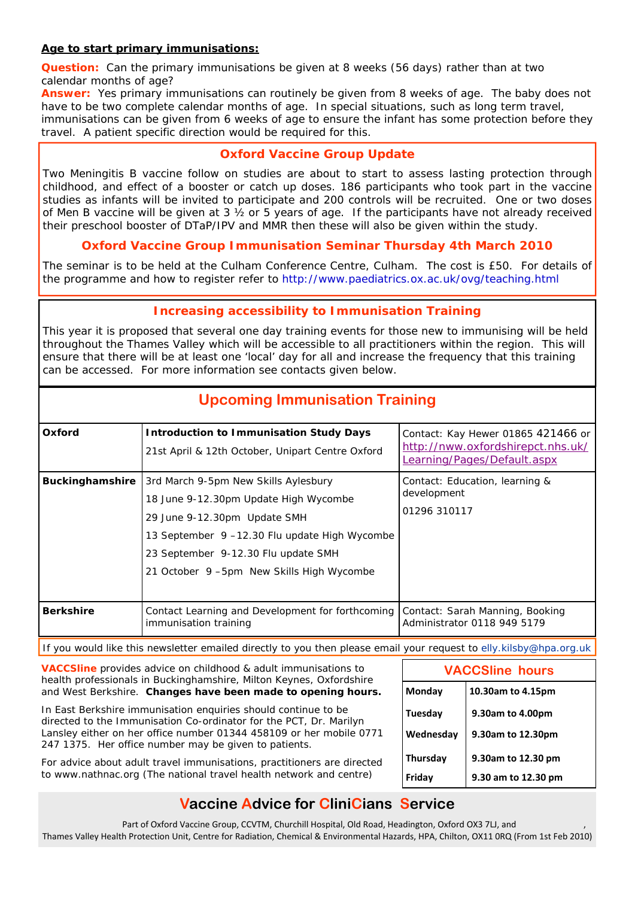## Age to start primary immunisations:

**Question:** Can the primary immunisations be given at 8 weeks (56 days) rather than at two calendar months of age?

**Answer:** Yes primary immunisations can routinely be given from 8 weeks of age. The baby does not have to be two complete calendar months of age. In special situations, such as long term travel, immunisations can be given from 6 weeks of age to ensure the infant has some protection before they travel. A patient specific direction would be required for this.

## Oxford Vaccine Group Update

Two Meningitis B vaccine follow on studies are about to start to assess lasting protection through childhood, and effect of a booster or catch up doses. 186 participants who took part in the vaccine studies as infants will be invited to participate and 200 controls will be recruited. One or two doses of Men B vaccine will be given at 3 ½ or 5 years of age. If the participants have not already received their preschool booster of DTaP/IPV and MMR then these will also be given within the study.

## Oxford Vaccine Group Immunisation Seminar Thursday 4th March 2010

The seminar is to be held at the Culham Conference Centre, Culham. The cost is £50. For details of the programme and how to register refer to http://www.paediatrics.ox.ac.uk/ovg/teaching.html

## Increasing accessibility to Immunisation Training

This year it is proposed that several one day training events for those new to immunising will be held throughout the Thames Valley which will be accessible to all practitioners within the region. This will ensure that there will be at least one 'local' day for all and increase the frequency that this training can be accessed. For more information see contacts given below.

## Upcoming Immunisation Training

| | | |
|---|---|---|
| **Oxford** | **Introduction to Immunisation Study Days**<br>21st April & 12th October, Unipart Centre Oxford | Contact: Kay Hewer 01865 421466 or http://nww.oxfordshirepct.nhs.uk/Learning/Pages/Default.aspx |
| **Buckinghamshire** | 3rd March 9-5pm New Skills Aylesbury<br>18 June 9-12.30pm Update High Wycombe<br>29 June 9-12.30pm Update SMH<br>13 September 9 –12.30 Flu update High Wycombe<br>23 September 9-12.30 Flu update SMH<br>21 October 9 –5pm New Skills High Wycombe | Contact: Education, learning & development<br>01296 310117 |
| **Berkshire** | Contact Learning and Development for forthcoming immunisation training | Contact: Sarah Manning, Booking Administrator 0118 949 5179 |

If you would like this newsletter emailed directly to you then please email your request to elly.kilsby@hpa.org.uk

**VACCSline** provides advice on childhood & adult immunisations to health professionals in Buckinghamshire, Milton Keynes, Oxfordshire and West Berkshire. **Changes have been made to opening hours.**

In East Berkshire immunisation enquiries should continue to be directed to the Immunisation Co-ordinator for the PCT, Dr. Marilyn Lansley either on her office number 01344 458109 or her mobile 0771 247 1375. Her office number may be given to patients.

For advice about adult travel immunisations, practitioners are directed to www.nathnac.org (The national travel health network and centre)

| VACCSline hours | |
|---|---|
| **Monday** | **10.30am to 4.15pm** |
| **Tuesday** | **9.30am to 4.00pm** |
| **Wednesday** | **9.30am to 12.30pm** |
| **Thursday** | **9.30am to 12.30 pm** |
| **Friday** | **9.30 am to 12.30 pm** |

## Vaccine Advice for CliniCians Service

Part of Oxford Vaccine Group, CCVTM, Churchill Hospital, Old Road, Headington, Oxford OX3 7LJ, and
Thames Valley Health Protection Unit, Centre for Radiation, Chemical & Environmental Hazards, HPA, Chilton, OX11 0RQ (From 1st Feb 2010)